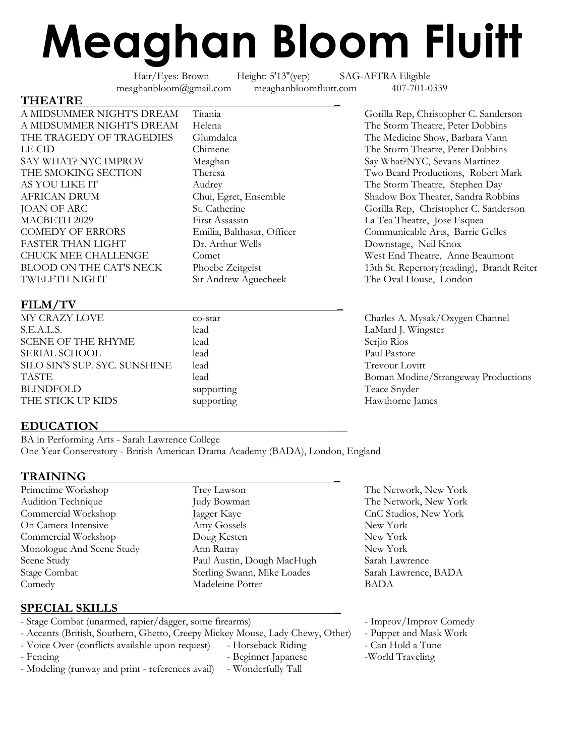# Meaghan Bloom Fluitt

Hair/Eyes: Brown Height: 5'13"(yep) SAG-AFTRA Eligible
meaghanbloom@gmail.com meaghanbloomfluitt.com 407-701-0339

## THEATRE

| | | |
|---|---|---|
| A MIDSUMMER NIGHT'S DREAM | Titania | Gorilla Rep, Christopher C. Sanderson |
| A MIDSUMMER NIGHT'S DREAM | Helena | The Storm Theatre, Peter Dobbins |
| THE TRAGEDY OF TRAGEDIES | Glumdalca | The Medicine Show, Barbara Vann |
| LE CID | Chimene | The Storm Theatre, Peter Dobbins |
| SAY WHAT? NYC IMPROV | Meaghan | Say What?NYC, Sevans Martínez |
| THE SMOKING SECTION | Theresa | Two Beard Productions, Robert Mark |
| AS YOU LIKE IT | Audrey | The Storm Theatre, Stephen Day |
| AFRICAN DRUM | Chui, Egret, Ensemble | Shadow Box Theater, Sandra Robbins |
| JOAN OF ARC | St. Catherine | Gorilla Rep, Christopher C. Sanderson |
| MACBETH 2029 | First Assassin | La Tea Theatre, Jose Esquea |
| COMEDY OF ERRORS | Emilia, Balthasar, Officer | Communicable Arts, Barrie Gelles |
| FASTER THAN LIGHT | Dr. Arthur Wells | Downstage, Neil Knox |
| CHUCK MEE CHALLENGE | Comet | West End Theatre, Anne Beaumont |
| BLOOD ON THE CAT'S NECK | Phoebe Zeitgeist | 13th St. Repertory(reading), Brandt Reiter |
| TWELFTH NIGHT | Sir Andrew Aguecheek | The Oval House, London |

## FILM/TV

| | | |
|---|---|---|
| MY CRAZY LOVE | co-star | Charles A. Mysak/Oxygen Channel |
| S.E.A.L.S. | lead | LaMard J. Wingster |
| SCENE OF THE RHYME | lead | Serjio Rios |
| SERIAL SCHOOL | lead | Paul Pastore |
| SILO SIN'S SUP. SYC. SUNSHINE | lead | Trevour Lovitt |
| TASTE | lead | Boman Modine/Strangeway Productions |
| BLINDFOLD | supporting | Teace Snyder |
| THE STICK UP KIDS | supporting | Hawthorne James |

## EDUCATION

BA in Performing Arts - Sarah Lawrence College
One Year Conservatory - British American Drama Academy (BADA), London, England

## TRAINING

| | | |
|---|---|---|
| Primetime Workshop | Trey Lawson | The Network, New York |
| Audition Technique | Judy Bowman | The Network, New York |
| Commercial Workshop | Jagger Kaye | CnC Studios, New York |
| On Camera Intensive | Amy Gossels | New York |
| Commercial Workshop | Doug Kesten | New York |
| Monologue And Scene Study | Ann Ratray | New York |
| Scene Study | Paul Austin, Dough MacHugh | Sarah Lawrence |
| Stage Combat | Sterling Swann, Mike Loades | Sarah Lawrence, BADA |
| Comedy | Madeleine Potter | BADA |

## SPECIAL SKILLS

- Stage Combat (unarmed, rapier/dagger, some firearms)
- Accents (British, Southern, Ghetto, Creepy Mickey Mouse, Lady Chewy, Other)
- Voice Over (conflicts available upon request)
- Fencing
- Modeling (runway and print - references avail)
- Horseback Riding
- Beginner Japanese
- Wonderfully Tall
- Improv/Improv Comedy
- Puppet and Mask Work
- Can Hold a Tune
- World Traveling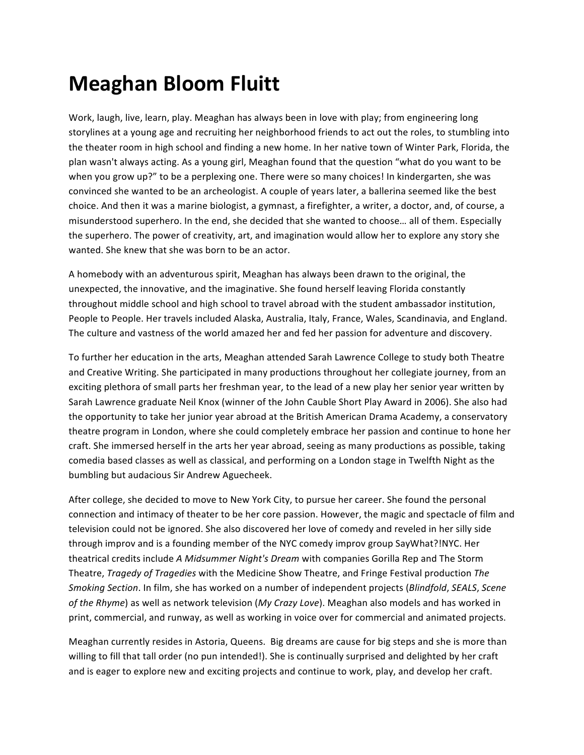# Meaghan Bloom Fluitt

Work, laugh, live, learn, play. Meaghan has always been in love with play; from engineering long storylines at a young age and recruiting her neighborhood friends to act out the roles, to stumbling into the theater room in high school and finding a new home. In her native town of Winter Park, Florida, the plan wasn't always acting. As a young girl, Meaghan found that the question "what do you want to be when you grow up?" to be a perplexing one. There were so many choices! In kindergarten, she was convinced she wanted to be an archeologist. A couple of years later, a ballerina seemed like the best choice. And then it was a marine biologist, a gymnast, a firefighter, a writer, a doctor, and, of course, a misunderstood superhero. In the end, she decided that she wanted to choose… all of them. Especially the superhero. The power of creativity, art, and imagination would allow her to explore any story she wanted. She knew that she was born to be an actor.

A homebody with an adventurous spirit, Meaghan has always been drawn to the original, the unexpected, the innovative, and the imaginative. She found herself leaving Florida constantly throughout middle school and high school to travel abroad with the student ambassador institution, People to People. Her travels included Alaska, Australia, Italy, France, Wales, Scandinavia, and England. The culture and vastness of the world amazed her and fed her passion for adventure and discovery.

To further her education in the arts, Meaghan attended Sarah Lawrence College to study both Theatre and Creative Writing. She participated in many productions throughout her collegiate journey, from an exciting plethora of small parts her freshman year, to the lead of a new play her senior year written by Sarah Lawrence graduate Neil Knox (winner of the John Cauble Short Play Award in 2006). She also had the opportunity to take her junior year abroad at the British American Drama Academy, a conservatory theatre program in London, where she could completely embrace her passion and continue to hone her craft. She immersed herself in the arts her year abroad, seeing as many productions as possible, taking comedia based classes as well as classical, and performing on a London stage in Twelfth Night as the bumbling but audacious Sir Andrew Aguecheek.

After college, she decided to move to New York City, to pursue her career. She found the personal connection and intimacy of theater to be her core passion. However, the magic and spectacle of film and television could not be ignored. She also discovered her love of comedy and reveled in her silly side through improv and is a founding member of the NYC comedy improv group SayWhat?!NYC. Her theatrical credits include *A Midsummer Night's Dream* with companies Gorilla Rep and The Storm Theatre, *Tragedy of Tragedies* with the Medicine Show Theatre, and Fringe Festival production *The Smoking Section*. In film, she has worked on a number of independent projects (*Blindfold*, *SEALS*, *Scene of the Rhyme*) as well as network television (*My Crazy Love*). Meaghan also models and has worked in print, commercial, and runway, as well as working in voice over for commercial and animated projects.

Meaghan currently resides in Astoria, Queens. Big dreams are cause for big steps and she is more than willing to fill that tall order (no pun intended!). She is continually surprised and delighted by her craft and is eager to explore new and exciting projects and continue to work, play, and develop her craft.